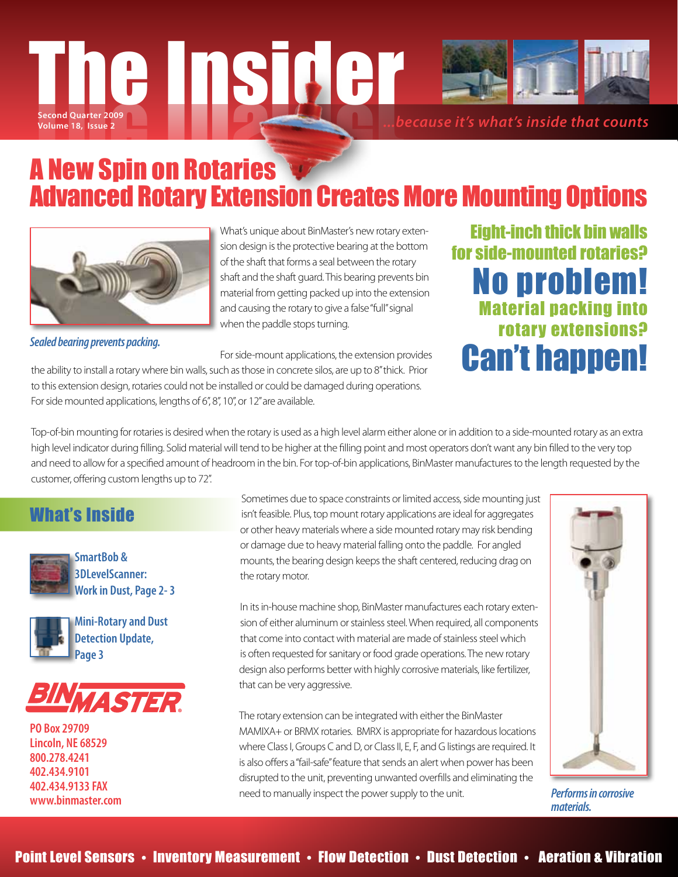# The Insider

Second Quarter 2009
Volume 18, Issue 2

*...because it's what's inside that counts*

## A New Spin on Rotaries
## Advanced Rotary Extension Creates More Mounting Options

*Sealed bearing prevents packing.*

What's unique about BinMaster's new rotary extension design is the protective bearing at the bottom of the shaft that forms a seal between the rotary shaft and the shaft guard. This bearing prevents bin material from getting packed up into the extension and causing the rotary to give a false "full" signal when the paddle stops turning.

**Eight-inch thick bin walls for side-mounted rotaries?**
**No problem!**
**Material packing into rotary extensions?**
**Can't happen!**

For side-mount applications, the extension provides the ability to install a rotary where bin walls, such as those in concrete silos, are up to 8" thick. Prior to this extension design, rotaries could not be installed or could be damaged during operations. For side mounted applications, lengths of 6", 8", 10", or 12" are available.

Top-of-bin mounting for rotaries is desired when the rotary is used as a high level alarm either alone or in addition to a side-mounted rotary as an extra high level indicator during filling. Solid material will tend to be higher at the filling point and most operators don't want any bin filled to the very top and need to allow for a specified amount of headroom in the bin. For top-of-bin applications, BinMaster manufactures to the length requested by the customer, offering custom lengths up to 72".

Sometimes due to space constraints or limited access, side mounting just isn't feasible. Plus, top mount rotary applications are ideal for aggregates or other heavy materials where a side mounted rotary may risk bending or damage due to heavy material falling onto the paddle. For angled mounts, the bearing design keeps the shaft centered, reducing drag on the rotary motor.

In its in-house machine shop, BinMaster manufactures each rotary extension of either aluminum or stainless steel. When required, all components that come into contact with material are made of stainless steel which is often requested for sanitary or food grade operations. The new rotary design also performs better with highly corrosive materials, like fertilizer, that can be very aggressive.

The rotary extension can be integrated with either the BinMaster MAMIXA+ or BRMX rotaries. BMRX is appropriate for hazardous locations where Class I, Groups C and D, or Class II, E, F, and G listings are required. It is also offers a "fail-safe" feature that sends an alert when power has been disrupted to the unit, preventing unwanted overfills and eliminating the need to manually inspect the power supply to the unit.

*Performs in corrosive materials.*

## What's Inside

**SmartBob & 3DLevelScanner: Work in Dust, Page 2- 3**

**Mini-Rotary and Dust Detection Update, Page 3**

**BINMASTER**

PO Box 29709
Lincoln, NE 68529
800.278.4241
402.434.9101
402.434.9133 FAX
www.binmaster.com

Point Level Sensors • Inventory Measurement • Flow Detection • Dust Detection • Aeration & Vibration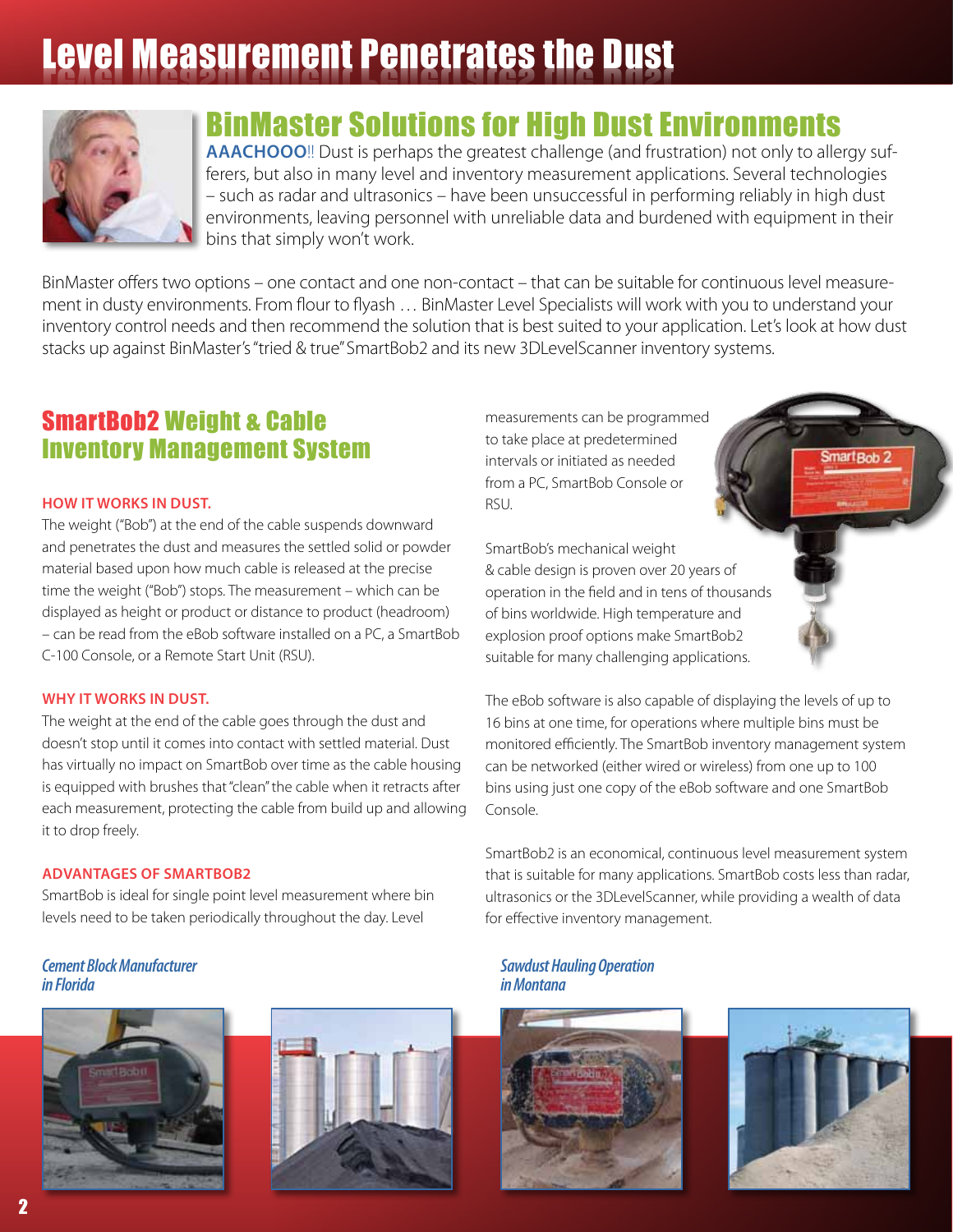# Level Measurement Penetrates the Dust

## BinMaster Solutions for High Dust Environments

**AAACHOOO!!** Dust is perhaps the greatest challenge (and frustration) not only to allergy sufferers, but also in many level and inventory measurement applications. Several technologies – such as radar and ultrasonics – have been unsuccessful in performing reliably in high dust environments, leaving personnel with unreliable data and burdened with equipment in their bins that simply won't work.

BinMaster offers two options – one contact and one non-contact – that can be suitable for continuous level measurement in dusty environments. From flour to flyash … BinMaster Level Specialists will work with you to understand your inventory control needs and then recommend the solution that is best suited to your application. Let's look at how dust stacks up against BinMaster's "tried & true" SmartBob2 and its new 3DLevelScanner inventory systems.

## SmartBob2 Weight & Cable Inventory Management System

### HOW IT WORKS IN DUST.

The weight ("Bob") at the end of the cable suspends downward and penetrates the dust and measures the settled solid or powder material based upon how much cable is released at the precise time the weight ("Bob") stops. The measurement – which can be displayed as height or product or distance to product (headroom) – can be read from the eBob software installed on a PC, a SmartBob C-100 Console, or a Remote Start Unit (RSU).

### WHY IT WORKS IN DUST.

The weight at the end of the cable goes through the dust and doesn't stop until it comes into contact with settled material. Dust has virtually no impact on SmartBob over time as the cable housing is equipped with brushes that "clean" the cable when it retracts after each measurement, protecting the cable from build up and allowing it to drop freely.

### ADVANTAGES OF SMARTBOB2

SmartBob is ideal for single point level measurement where bin levels need to be taken periodically throughout the day. Level measurements can be programmed to take place at predetermined intervals or initiated as needed from a PC, SmartBob Console or RSU.

SmartBob's mechanical weight & cable design is proven over 20 years of operation in the field and in tens of thousands of bins worldwide. High temperature and explosion proof options make SmartBob2 suitable for many challenging applications.

The eBob software is also capable of displaying the levels of up to 16 bins at one time, for operations where multiple bins must be monitored efficiently. The SmartBob inventory management system can be networked (either wired or wireless) from one up to 100 bins using just one copy of the eBob software and one SmartBob Console.

SmartBob2 is an economical, continuous level measurement system that is suitable for many applications. SmartBob costs less than radar, ultrasonics or the 3DLevelScanner, while providing a wealth of data for effective inventory management.

*Cement Block Manufacturer in Florida*

*Sawdust Hauling Operation in Montana*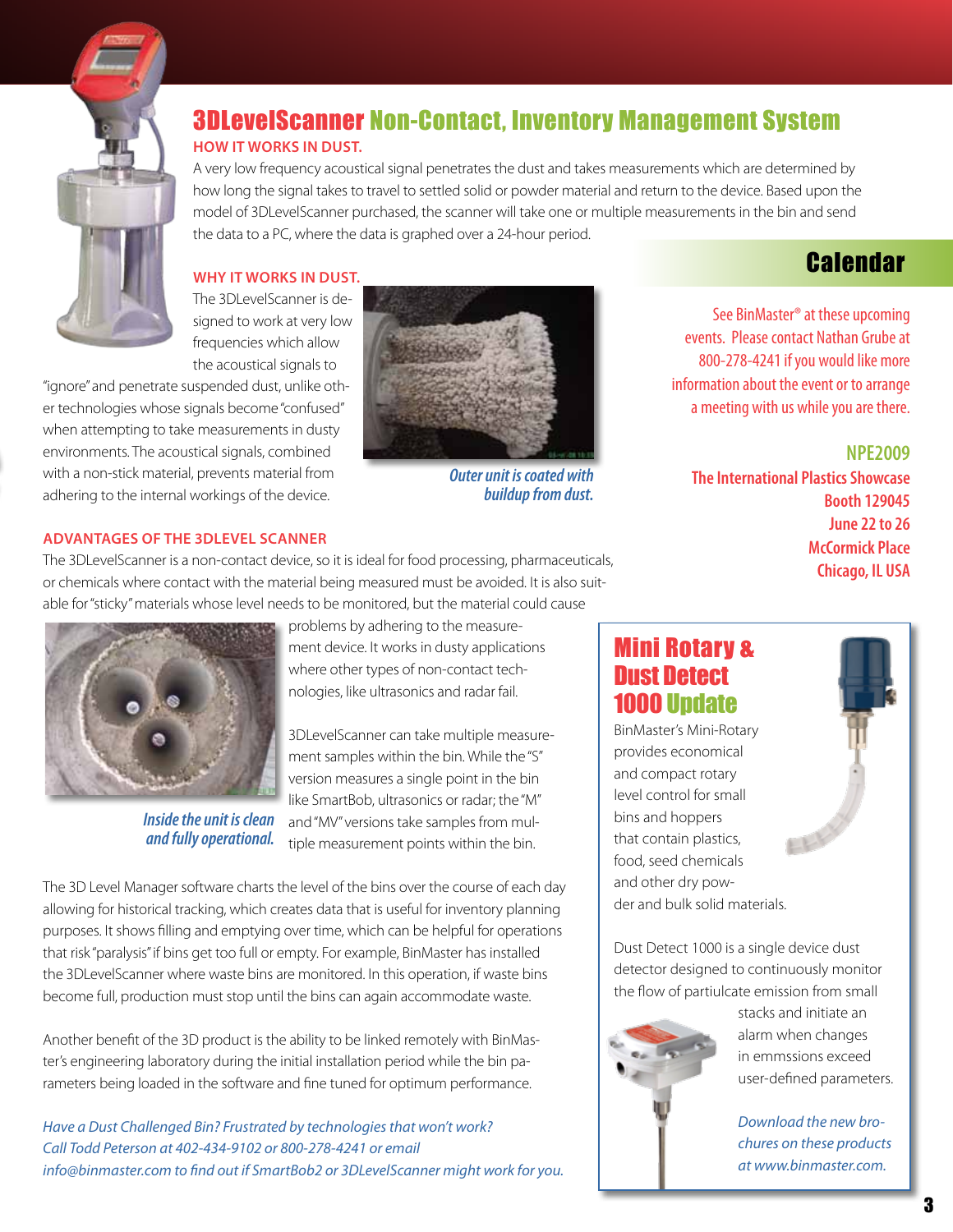# 3DLevelScanner Non-Contact, Inventory Management System

### HOW IT WORKS IN DUST.

A very low frequency acoustical signal penetrates the dust and takes measurements which are determined by how long the signal takes to travel to settled solid or powder material and return to the device. Based upon the model of 3DLevelScanner purchased, the scanner will take one or multiple measurements in the bin and send the data to a PC, where the data is graphed over a 24-hour period.

### WHY IT WORKS IN DUST.

The 3DLevelScanner is designed to work at very low frequencies which allow the acoustical signals to "ignore" and penetrate suspended dust, unlike other technologies whose signals become "confused" when attempting to take measurements in dusty environments. The acoustical signals, combined with a non-stick material, prevents material from adhering to the internal workings of the device.

*Outer unit is coated with buildup from dust.*

### ADVANTAGES OF THE 3DLEVEL SCANNER

The 3DLevelScanner is a non-contact device, so it is ideal for food processing, pharmaceuticals, or chemicals where contact with the material being measured must be avoided. It is also suitable for "sticky" materials whose level needs to be monitored, but the material could cause problems by adhering to the measurement device. It works in dusty applications where other types of non-contact technologies, like ultrasonics and radar fail.

*Inside the unit is clean and fully operational.*

3DLevelScanner can take multiple measurement samples within the bin. While the "S" version measures a single point in the bin like SmartBob, ultrasonics or radar; the "M" and "MV" versions take samples from multiple measurement points within the bin.

The 3D Level Manager software charts the level of the bins over the course of each day allowing for historical tracking, which creates data that is useful for inventory planning purposes. It shows filling and emptying over time, which can be helpful for operations that risk "paralysis" if bins get too full or empty. For example, BinMaster has installed the 3DLevelScanner where waste bins are monitored. In this operation, if waste bins become full, production must stop until the bins can again accommodate waste.

Another benefit of the 3D product is the ability to be linked remotely with BinMaster's engineering laboratory during the initial installation period while the bin parameters being loaded in the software and fine tuned for optimum performance.

*Have a Dust Challenged Bin? Frustrated by technologies that won't work? Call Todd Peterson at 402-434-9102 or 800-278-4241 or email info@binmaster.com to find out if SmartBob2 or 3DLevelScanner might work for you.*

## Calendar

See BinMaster® at these upcoming events. Please contact Nathan Grube at 800-278-4241 if you would like more information about the event or to arrange a meeting with us while you are there.

**NPE2009**
The International Plastics Showcase
Booth 129045
June 22 to 26
McCormick Place
Chicago, IL USA

## Mini Rotary & Dust Detect 1000 Update

BinMaster's Mini-Rotary provides economical and compact rotary level control for small bins and hoppers that contain plastics, food, seed chemicals and other dry powder and bulk solid materials.

Dust Detect 1000 is a single device dust detector designed to continuously monitor the flow of partiulcate emission from small stacks and initiate an alarm when changes in emmssions exceed user-defined parameters.

*Download the new brochures on these products at www.binmaster.com.*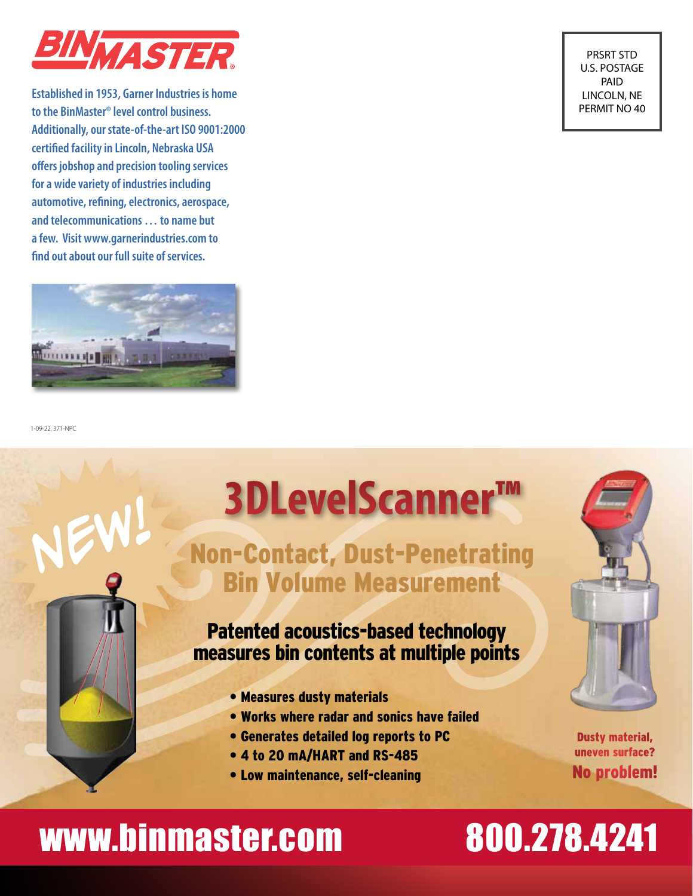BINMASTER®

Established in 1953, Garner Industries is home to the BinMaster® level control business. Additionally, our state-of-the-art ISO 9001:2000 certified facility in Lincoln, Nebraska USA offers jobshop and precision tooling services for a wide variety of industries including automotive, refining, electronics, aerospace, and telecommunications . . . to name but a few. Visit www.garnerindustries.com to find out about our full suite of services.

PRSRT STD
U.S. POSTAGE
PAID
LINCOLN, NE
PERMIT NO 40

1-09-22, 371-NPC

NEW!

# 3DLevelScanner™

## Non-Contact, Dust-Penetrating Bin Volume Measurement

### Patented acoustics-based technology measures bin contents at multiple points

- Measures dusty materials
- Works where radar and sonics have failed
- Generates detailed log reports to PC
- 4 to 20 mA/HART and RS-485
- Low maintenance, self-cleaning

Dusty material, uneven surface?
**No problem!**

**www.binmaster.com** **800.278.4241**